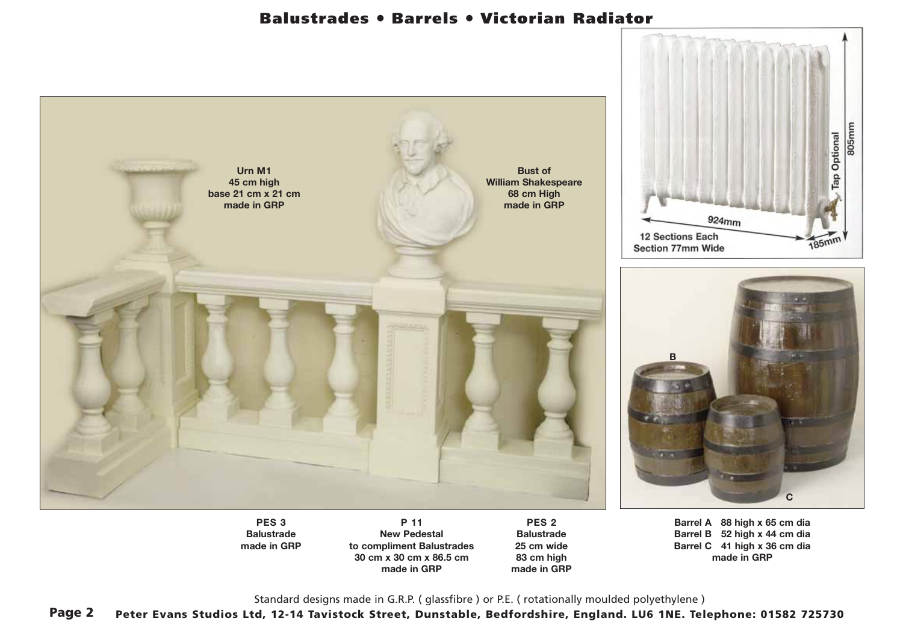# Balustrades • Barrels • Victorian Radiator

**Urn M1**
**45 cm high**
**base 21 cm x 21 cm**
**made in GRP**

**Bust of**
**William Shakespeare**
**68 cm High**
**made in GRP**

**Tap Optional**
**805mm**
**924mm**
**12 Sections Each Section 77mm Wide**
**185mm**

**B**

**C**

**PES 3**
**Balustrade**
**made in GRP**

**P 11**
**New Pedestal**
**to compliment Balustrades**
**30 cm x 30 cm x 86.5 cm**
**made in GRP**

**PES 2**
**Balustrade**
**25 cm wide**
**83 cm high**
**made in GRP**

**Barrel A 88 high x 65 cm dia**
**Barrel B 52 high x 44 cm dia**
**Barrel C 41 high x 36 cm dia**
**made in GRP**

Standard designs made in G.R.P. ( glassfibre ) or P.E. ( rotationally moulded polyethylene )

**Peter Evans Studios Ltd, 12-14 Tavistock Street, Dunstable, Bedfordshire, England. LU6 1NE. Telephone: 01582 725730**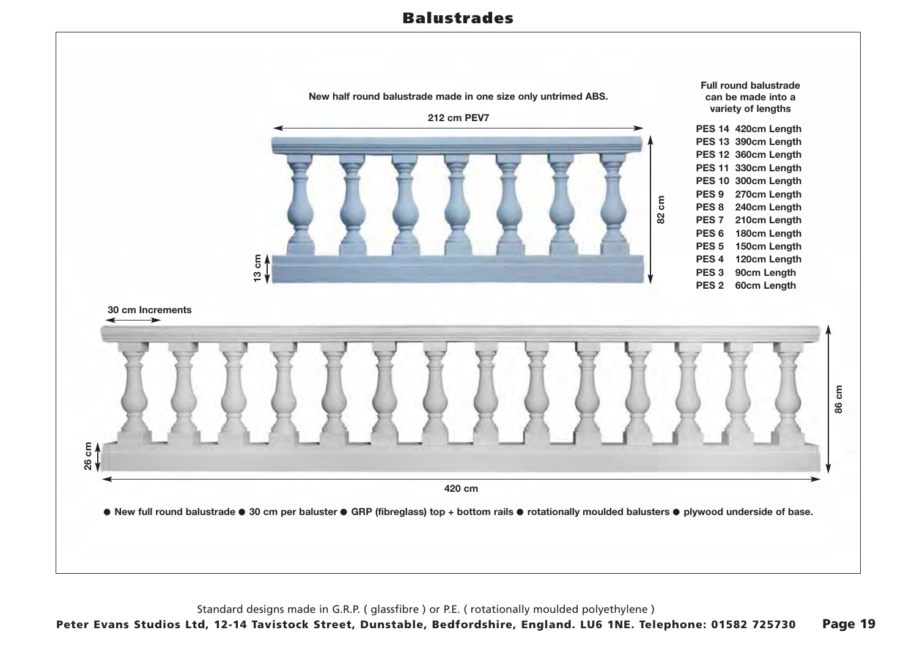# Balustrades

New half round balustrade made in one size only untrimed ABS.

212 cm PEV7

82 cm

13 cm

Full round balustrade can be made into a variety of lengths

| | |
|---|---|
| PES 14 | 420cm Length |
| PES 13 | 390cm Length |
| PES 12 | 360cm Length |
| PES 11 | 330cm Length |
| PES 10 | 300cm Length |
| PES 9 | 270cm Length |
| PES 8 | 240cm Length |
| PES 7 | 210cm Length |
| PES 6 | 180cm Length |
| PES 5 | 150cm Length |
| PES 4 | 120cm Length |
| PES 3 | 90cm Length |
| PES 2 | 60cm Length |

30 cm Increments

86 cm

26 cm

420 cm

- New full round balustrade
- 30 cm per baluster
- GRP (fibreglass) top + bottom rails
- rotationally moulded balusters
- plywood underside of base.

Standard designs made in G.R.P. ( glassfibre ) or P.E. ( rotationally moulded polyethylene )

**Peter Evans Studios Ltd, 12-14 Tavistock Street, Dunstable, Bedfordshire, England. LU6 1NE. Telephone: 01582 725730**